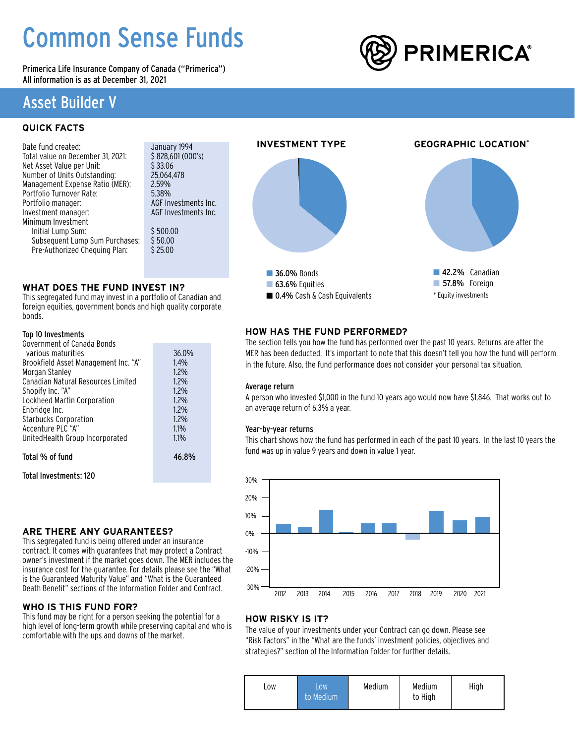# Common Sense Funds

Primerica Life Insurance Company of Canada ("Primerica")
All information is as at December 31, 2021

PRIMERICA®

## Asset Builder V

### QUICK FACTS

| | |
|---|---|
| Date fund created: | January 1994 |
| Total value on December 31, 2021: | $ 828,601 (000's) |
| Net Asset Value per Unit: | $ 33.06 |
| Number of Units Outstanding: | 25,064,478 |
| Management Expense Ratio (MER): | 2.59% |
| Portfolio Turnover Rate: | 5.38% |
| Portfolio manager: | AGF Investments Inc. |
| Investment manager: | AGF Investments Inc. |
| Minimum Investment | |
| Initial Lump Sum: | $ 500.00 |
| Subsequent Lump Sum Purchases: | $ 50.00 |
| Pre-Authorized Chequing Plan: | $ 25.00 |

### WHAT DOES THE FUND INVEST IN?

This segregated fund may invest in a portfolio of Canadian and foreign equities, government bonds and high quality corporate bonds.

**Top 10 Investments**

| | |
|---|---|
| Government of Canada Bonds various maturities | 36.0% |
| Brookfield Asset Management Inc. "A" | 1.4% |
| Morgan Stanley | 1.2% |
| Canadian Natural Resources Limited | 1.2% |
| Shopify Inc. "A" | 1.2% |
| Lockheed Martin Corporation | 1.2% |
| Enbridge Inc. | 1.2% |
| Starbucks Corporation | 1.2% |
| Accenture PLC "A" | 1.1% |
| UnitedHealth Group Incorporated | 1.1% |
| **Total % of fund** | **46.8%** |

**Total Investments: 120**

### INVESTMENT TYPE

- **36.0%** Bonds
- **63.6%** Equities
- **0.4%** Cash & Cash Equivalents

### GEOGRAPHIC LOCATION*

- **42.2%** Canadian
- **57.8%** Foreign

\* Equity investments

### ARE THERE ANY GUARANTEES?

This segregated fund is being offered under an insurance contract. It comes with guarantees that may protect a Contract owner's investment if the market goes down. The MER includes the insurance cost for the guarantee. For details please see the "What is the Guaranteed Maturity Value" and "What is the Guaranteed Death Benefit" sections of the Information Folder and Contract.

### WHO IS THIS FUND FOR?

This fund may be right for a person seeking the potential for a high level of long-term growth while preserving capital and who is comfortable with the ups and downs of the market.

### HOW HAS THE FUND PERFORMED?

The section tells you how the fund has performed over the past 10 years. Returns are after the MER has been deducted. It's important to note that this doesn't tell you how the fund will perform in the future. Also, the fund performance does not consider your personal tax situation.

**Average return**

A person who invested $1,000 in the fund 10 years ago would now have $1,846. That works out to an average return of 6.3% a year.

**Year-by-year returns**

This chart shows how the fund has performed in each of the past 10 years. In the last 10 years the fund was up in value 9 years and down in value 1 year.

### HOW RISKY IS IT?

The value of your investments under your Contract can go down. Please see "Risk Factors" in the "What are the funds' investment policies, objectives and strategies?" section of the Information Folder for further details.

| Low | **Low to Medium** | Medium | Medium to High | High |
|---|---|---|---|---|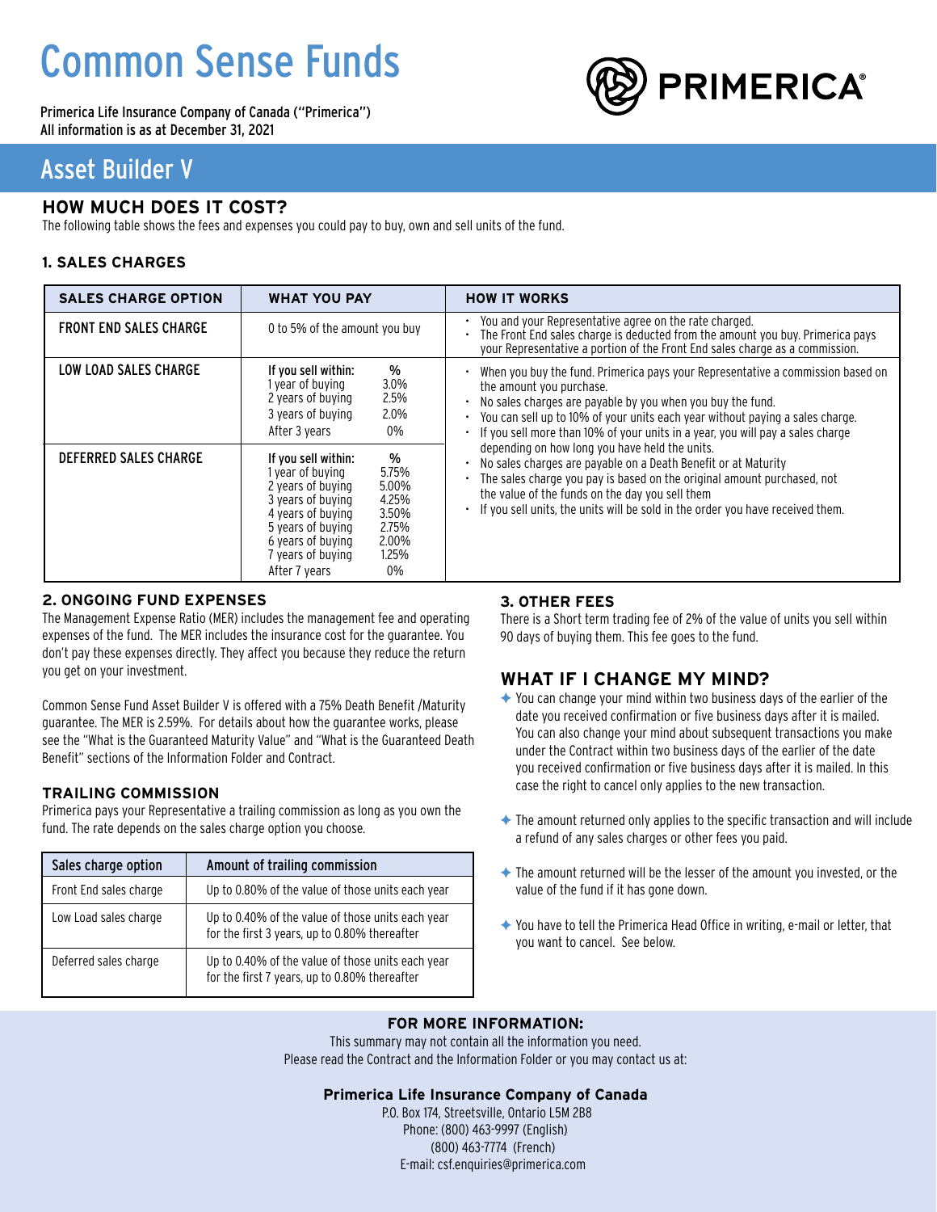# Common Sense Funds

Primerica Life Insurance Company of Canada ("Primerica")
All information is as at December 31, 2021

## Asset Builder V

### HOW MUCH DOES IT COST?

The following table shows the fees and expenses you could pay to buy, own and sell units of the fund.

#### 1. SALES CHARGES

| SALES CHARGE OPTION | WHAT YOU PAY | HOW IT WORKS |
|---|---|---|
| FRONT END SALES CHARGE | 0 to 5% of the amount you buy | • You and your Representative agree on the rate charged.<br>• The Front End sales charge is deducted from the amount you buy. Primerica pays your Representative a portion of the Front End sales charge as a commission. |
| LOW LOAD SALES CHARGE | If you sell within: %<br>1 year of buying 3.0%<br>2 years of buying 2.5%<br>3 years of buying 2.0%<br>After 3 years 0% | • When you buy the fund. Primerica pays your Representative a commission based on the amount you purchase.<br>• No sales charges are payable by you when you buy the fund.<br>• You can sell up to 10% of your units each year without paying a sales charge.<br>• If you sell more than 10% of your units in a year, you will pay a sales charge depending on how long you have held the units.<br>• No sales charges are payable on a Death Benefit or at Maturity<br>• The sales charge you pay is based on the original amount purchased, not the value of the funds on the day you sell them<br>• If you sell units, the units will be sold in the order you have received them. |
| DEFERRED SALES CHARGE | If you sell within: %<br>1 year of buying 5.75%<br>2 years of buying 5.00%<br>3 years of buying 4.25%<br>4 years of buying 3.50%<br>5 years of buying 2.75%<br>6 years of buying 2.00%<br>7 years of buying 1.25%<br>After 7 years 0% | |

#### 2. ONGOING FUND EXPENSES

The Management Expense Ratio (MER) includes the management fee and operating expenses of the fund. The MER includes the insurance cost for the guarantee. You don't pay these expenses directly. They affect you because they reduce the return you get on your investment.

Common Sense Fund Asset Builder V is offered with a 75% Death Benefit /Maturity guarantee. The MER is 2.59%. For details about how the guarantee works, please see the "What is the Guaranteed Maturity Value" and "What is the Guaranteed Death Benefit" sections of the Information Folder and Contract.

#### TRAILING COMMISSION

Primerica pays your Representative a trailing commission as long as you own the fund. The rate depends on the sales charge option you choose.

| Sales charge option | Amount of trailing commission |
|---|---|
| Front End sales charge | Up to 0.80% of the value of those units each year |
| Low Load sales charge | Up to 0.40% of the value of those units each year for the first 3 years, up to 0.80% thereafter |
| Deferred sales charge | Up to 0.40% of the value of those units each year for the first 7 years, up to 0.80% thereafter |

#### 3. OTHER FEES

There is a Short term trading fee of 2% of the value of units you sell within 90 days of buying them. This fee goes to the fund.

### WHAT IF I CHANGE MY MIND?

- You can change your mind within two business days of the earlier of the date you received confirmation or five business days after it is mailed. You can also change your mind about subsequent transactions you make under the Contract within two business days of the earlier of the date you received confirmation or five business days after it is mailed. In this case the right to cancel only applies to the new transaction.
- The amount returned only applies to the specific transaction and will include a refund of any sales charges or other fees you paid.
- The amount returned will be the lesser of the amount you invested, or the value of the fund if it has gone down.
- You have to tell the Primerica Head Office in writing, e-mail or letter, that you want to cancel. See below.

**FOR MORE INFORMATION:**

This summary may not contain all the information you need.
Please read the Contract and the Information Folder or you may contact us at:

**Primerica Life Insurance Company of Canada**
P.O. Box 174, Streetsville, Ontario L5M 2B8
Phone: (800) 463-9997 (English)
(800) 463-7774 (French)
E-mail: csf.enquiries@primerica.com